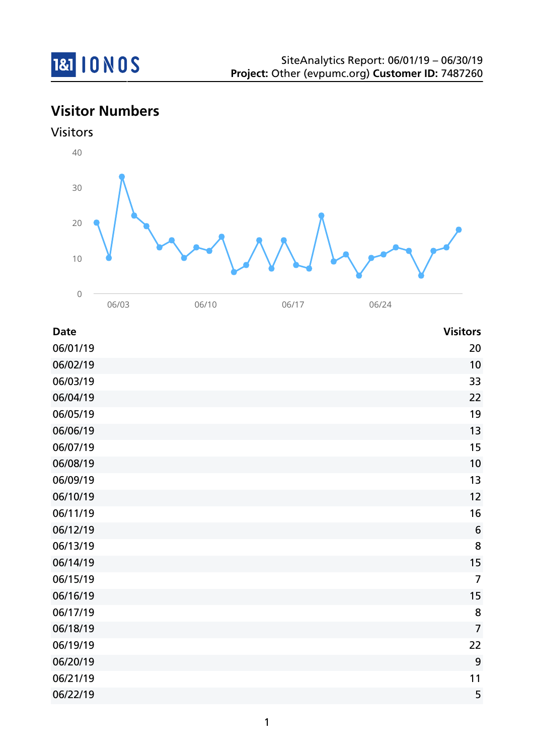SiteAnalytics Report: 06/01/19 – 06/30/19
**Project:** Other (evpumc.org) **Customer ID:** 7487260

## Visitor Numbers

### Visitors

| Date | Visitors |
|---|---:|
| 06/01/19 | 20 |
| 06/02/19 | 10 |
| 06/03/19 | 33 |
| 06/04/19 | 22 |
| 06/05/19 | 19 |
| 06/06/19 | 13 |
| 06/07/19 | 15 |
| 06/08/19 | 10 |
| 06/09/19 | 13 |
| 06/10/19 | 12 |
| 06/11/19 | 16 |
| 06/12/19 | 6 |
| 06/13/19 | 8 |
| 06/14/19 | 15 |
| 06/15/19 | 7 |
| 06/16/19 | 15 |
| 06/17/19 | 8 |
| 06/18/19 | 7 |
| 06/19/19 | 22 |
| 06/20/19 | 9 |
| 06/21/19 | 11 |
| 06/22/19 | 5 |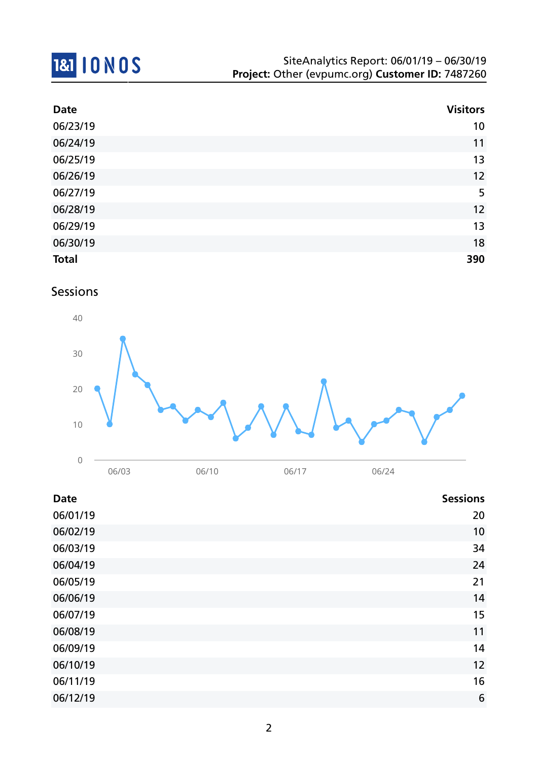| Date | Visitors |
| --- | ---: |
| 06/23/19 | 10 |
| 06/24/19 | 11 |
| 06/25/19 | 13 |
| 06/26/19 | 12 |
| 06/27/19 | 5 |
| 06/28/19 | 12 |
| 06/29/19 | 13 |
| 06/30/19 | 18 |
| **Total** | **390** |

## Sessions

| Date | Sessions |
| --- | ---: |
| 06/01/19 | 20 |
| 06/02/19 | 10 |
| 06/03/19 | 34 |
| 06/04/19 | 24 |
| 06/05/19 | 21 |
| 06/06/19 | 14 |
| 06/07/19 | 15 |
| 06/08/19 | 11 |
| 06/09/19 | 14 |
| 06/10/19 | 12 |
| 06/11/19 | 16 |
| 06/12/19 | 6 |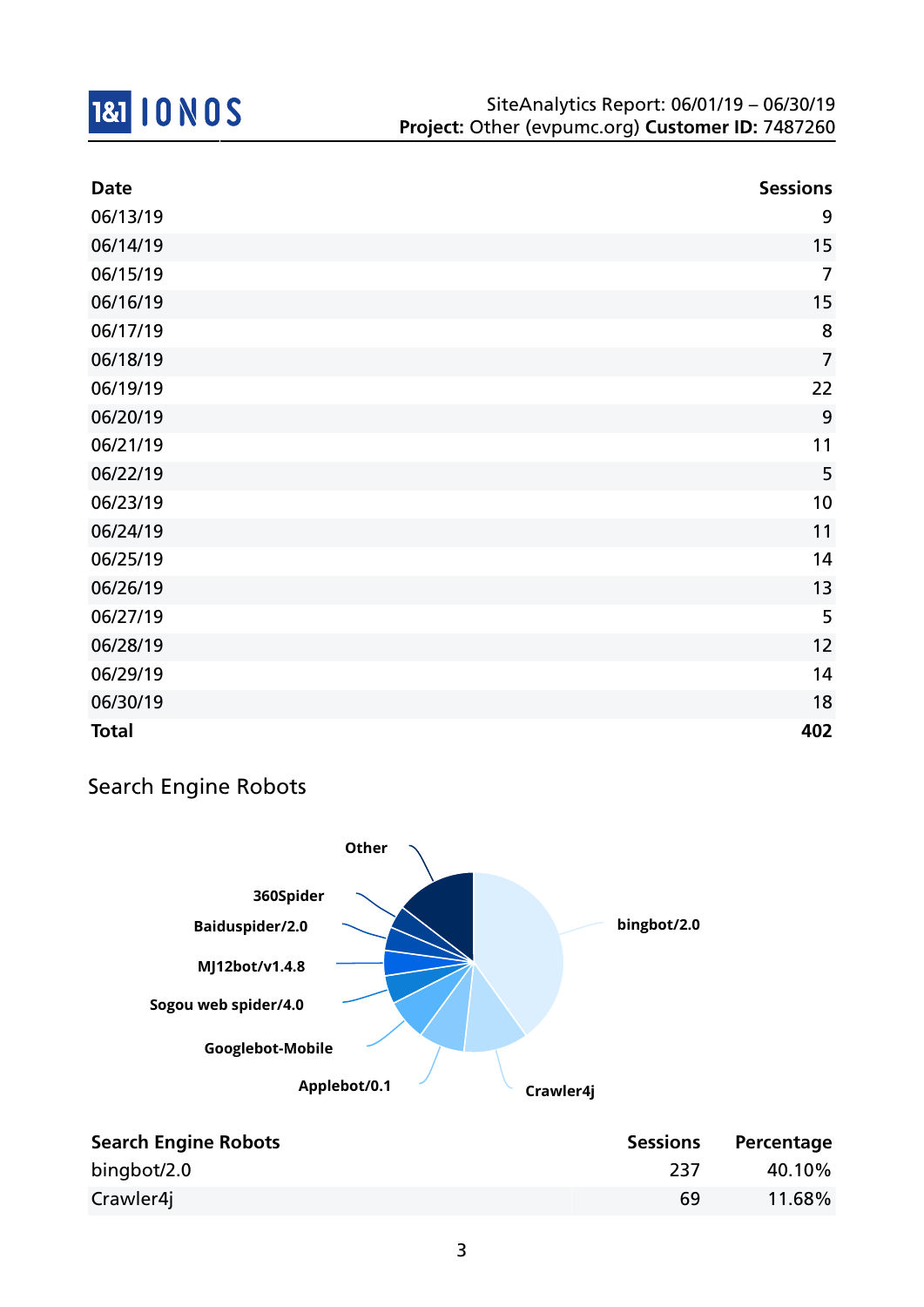| Date | Sessions |
| --- | --- |
| 06/13/19 | 9 |
| 06/14/19 | 15 |
| 06/15/19 | 7 |
| 06/16/19 | 15 |
| 06/17/19 | 8 |
| 06/18/19 | 7 |
| 06/19/19 | 22 |
| 06/20/19 | 9 |
| 06/21/19 | 11 |
| 06/22/19 | 5 |
| 06/23/19 | 10 |
| 06/24/19 | 11 |
| 06/25/19 | 14 |
| 06/26/19 | 13 |
| 06/27/19 | 5 |
| 06/28/19 | 12 |
| 06/29/19 | 14 |
| 06/30/19 | 18 |
| **Total** | **402** |

## Search Engine Robots

| Search Engine Robots | Sessions | Percentage |
| --- | --- | --- |
| bingbot/2.0 | 237 | 40.10% |
| Crawler4j | 69 | 11.68% |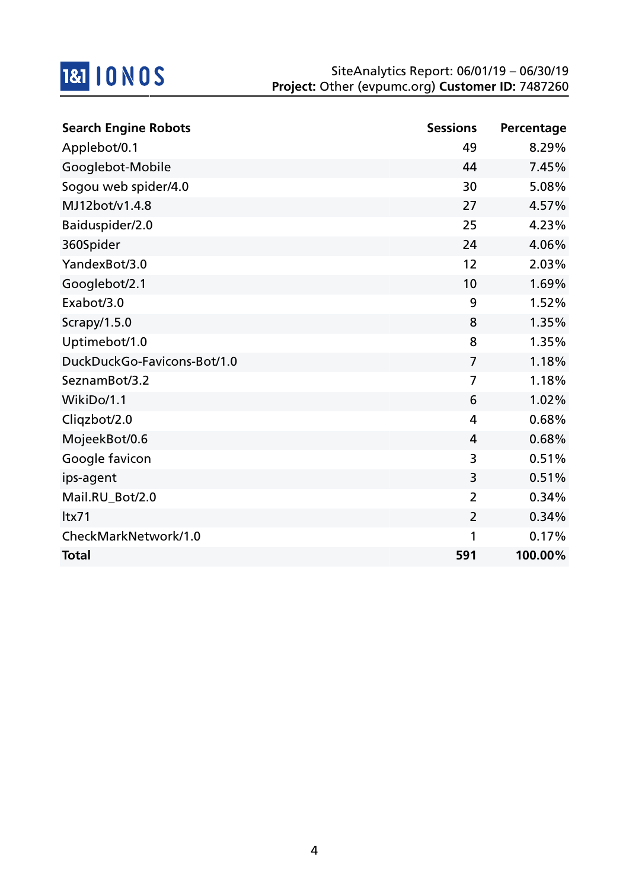| Search Engine Robots | Sessions | Percentage |
|---|---|---|
| Applebot/0.1 | 49 | 8.29% |
| Googlebot-Mobile | 44 | 7.45% |
| Sogou web spider/4.0 | 30 | 5.08% |
| MJ12bot/v1.4.8 | 27 | 4.57% |
| Baiduspider/2.0 | 25 | 4.23% |
| 360Spider | 24 | 4.06% |
| YandexBot/3.0 | 12 | 2.03% |
| Googlebot/2.1 | 10 | 1.69% |
| Exabot/3.0 | 9 | 1.52% |
| Scrapy/1.5.0 | 8 | 1.35% |
| Uptimebot/1.0 | 8 | 1.35% |
| DuckDuckGo-Favicons-Bot/1.0 | 7 | 1.18% |
| SeznamBot/3.2 | 7 | 1.18% |
| WikiDo/1.1 | 6 | 1.02% |
| Cliqzbot/2.0 | 4 | 0.68% |
| MojeekBot/0.6 | 4 | 0.68% |
| Google favicon | 3 | 0.51% |
| ips-agent | 3 | 0.51% |
| Mail.RU_Bot/2.0 | 2 | 0.34% |
| ltx71 | 2 | 0.34% |
| CheckMarkNetwork/1.0 | 1 | 0.17% |
| **Total** | **591** | **100.00%** |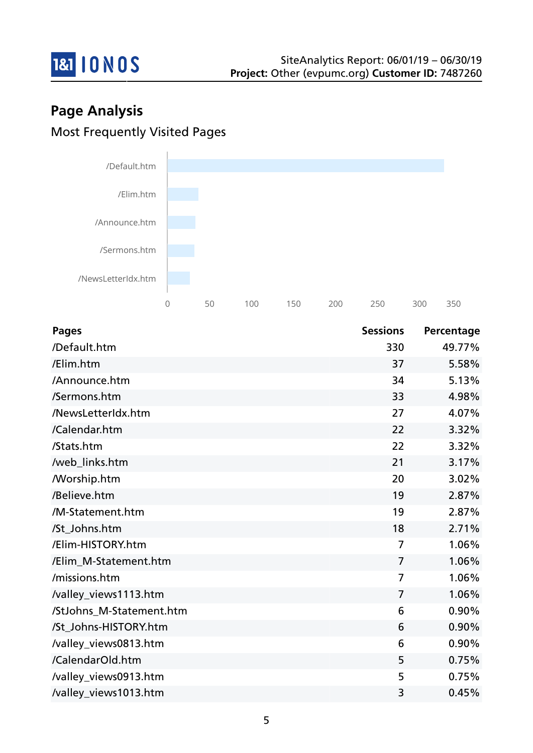## Page Analysis

### Most Frequently Visited Pages

| Pages | Sessions | Percentage |
|---|---|---|
| /Default.htm | 330 | 49.77% |
| /Elim.htm | 37 | 5.58% |
| /Announce.htm | 34 | 5.13% |
| /Sermons.htm | 33 | 4.98% |
| /NewsLetterIdx.htm | 27 | 4.07% |
| /Calendar.htm | 22 | 3.32% |
| /Stats.htm | 22 | 3.32% |
| /web_links.htm | 21 | 3.17% |
| /Worship.htm | 20 | 3.02% |
| /Believe.htm | 19 | 2.87% |
| /M-Statement.htm | 19 | 2.87% |
| /St_Johns.htm | 18 | 2.71% |
| /Elim-HISTORY.htm | 7 | 1.06% |
| /Elim_M-Statement.htm | 7 | 1.06% |
| /missions.htm | 7 | 1.06% |
| /valley_views1113.htm | 7 | 1.06% |
| /StJohns_M-Statement.htm | 6 | 0.90% |
| /St_Johns-HISTORY.htm | 6 | 0.90% |
| /valley_views0813.htm | 6 | 0.90% |
| /CalendarOld.htm | 5 | 0.75% |
| /valley_views0913.htm | 5 | 0.75% |
| /valley_views1013.htm | 3 | 0.45% |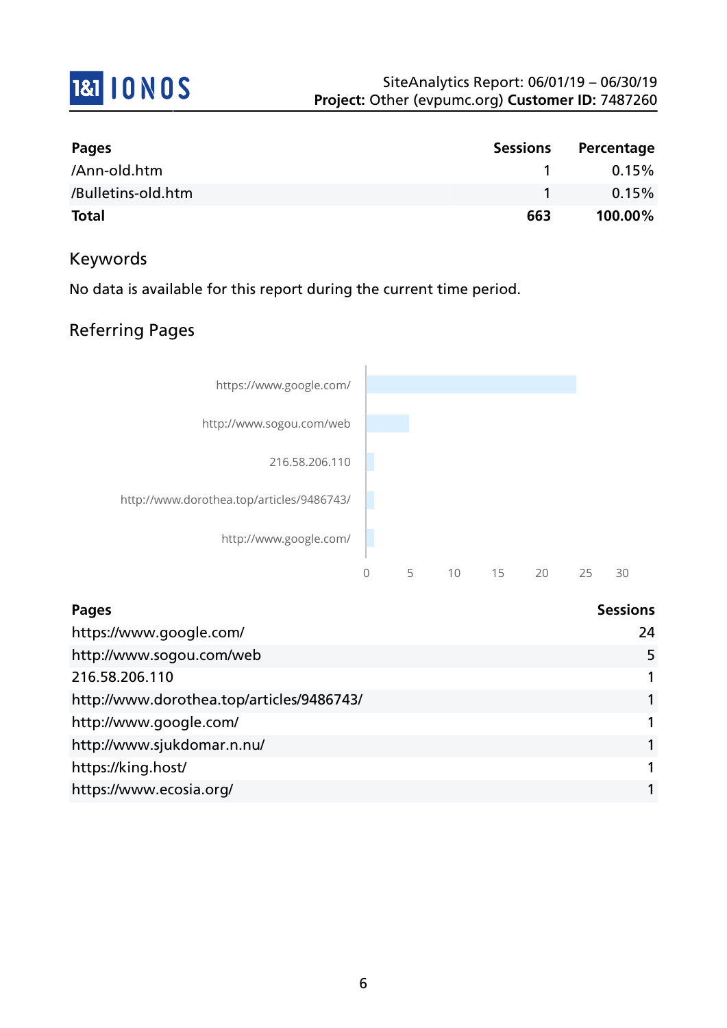| Pages | Sessions | Percentage |
|---|---|---|
| /Ann-old.htm | 1 | 0.15% |
| /Bulletins-old.htm | 1 | 0.15% |
| **Total** | **663** | **100.00%** |

## Keywords

No data is available for this report during the current time period.

## Referring Pages

| Pages | Sessions |
|---|---|
| https://www.google.com/ | 24 |
| http://www.sogou.com/web | 5 |
| 216.58.206.110 | 1 |
| http://www.dorothea.top/articles/9486743/ | 1 |
| http://www.google.com/ | 1 |
| http://www.sjukdomar.n.nu/ | 1 |
| https://king.host/ | 1 |
| https://www.ecosia.org/ | 1 |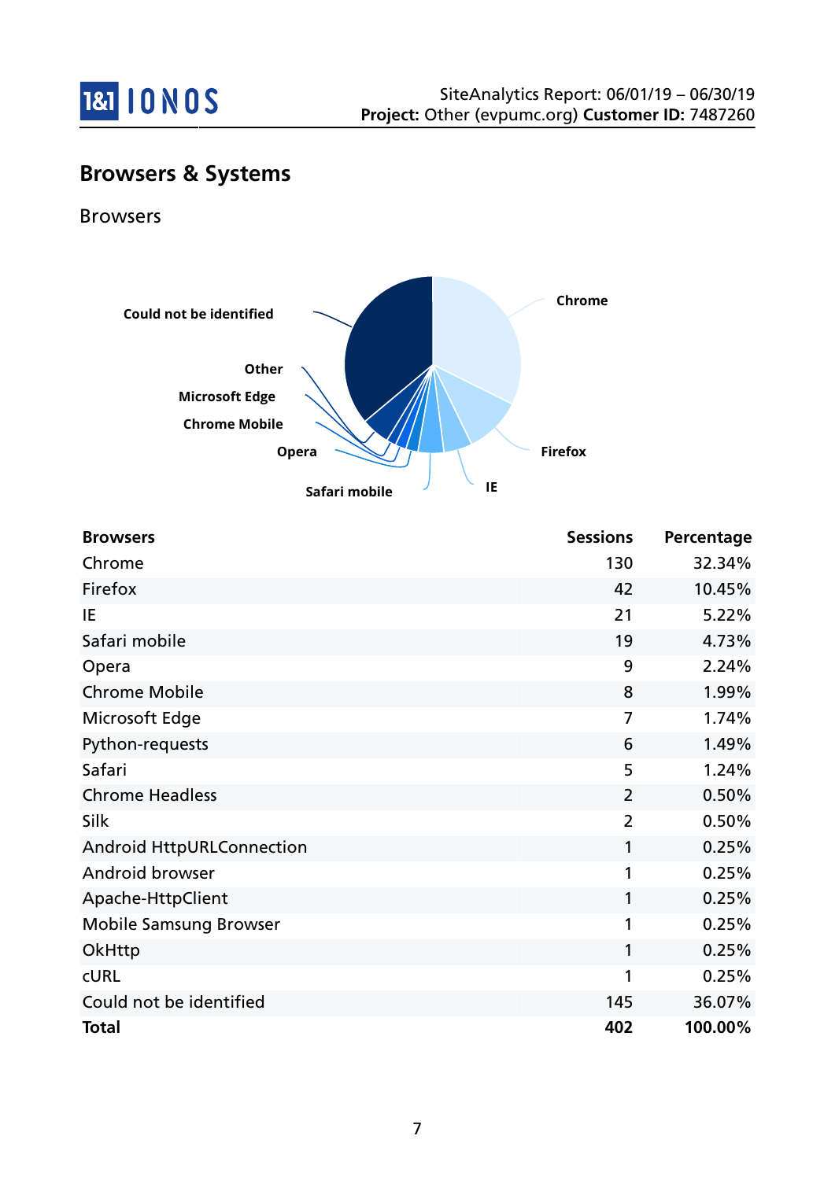## Browsers & Systems

### Browsers

| Browsers | Sessions | Percentage |
|---|---|---|
| Chrome | 130 | 32.34% |
| Firefox | 42 | 10.45% |
| IE | 21 | 5.22% |
| Safari mobile | 19 | 4.73% |
| Opera | 9 | 2.24% |
| Chrome Mobile | 8 | 1.99% |
| Microsoft Edge | 7 | 1.74% |
| Python-requests | 6 | 1.49% |
| Safari | 5 | 1.24% |
| Chrome Headless | 2 | 0.50% |
| Silk | 2 | 0.50% |
| Android HttpURLConnection | 1 | 0.25% |
| Android browser | 1 | 0.25% |
| Apache-HttpClient | 1 | 0.25% |
| Mobile Samsung Browser | 1 | 0.25% |
| OkHttp | 1 | 0.25% |
| cURL | 1 | 0.25% |
| Could not be identified | 145 | 36.07% |
| **Total** | **402** | **100.00%** |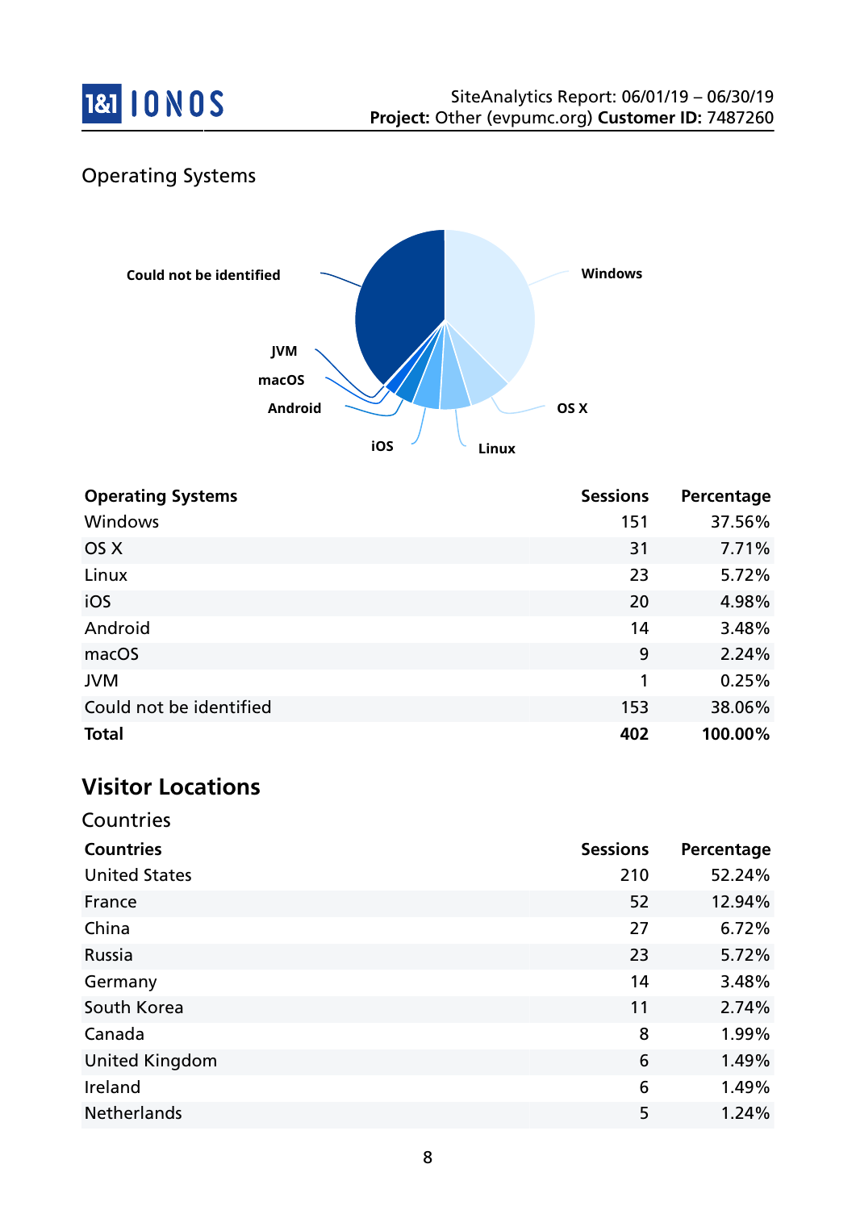## Operating Systems

| Operating Systems | Sessions | Percentage |
|---|---|---|
| Windows | 151 | 37.56% |
| OS X | 31 | 7.71% |
| Linux | 23 | 5.72% |
| iOS | 20 | 4.98% |
| Android | 14 | 3.48% |
| macOS | 9 | 2.24% |
| JVM | 1 | 0.25% |
| Could not be identified | 153 | 38.06% |
| **Total** | **402** | **100.00%** |

# Visitor Locations

## Countries

| Countries | Sessions | Percentage |
|---|---|---|
| United States | 210 | 52.24% |
| France | 52 | 12.94% |
| China | 27 | 6.72% |
| Russia | 23 | 5.72% |
| Germany | 14 | 3.48% |
| South Korea | 11 | 2.74% |
| Canada | 8 | 1.99% |
| United Kingdom | 6 | 1.49% |
| Ireland | 6 | 1.49% |
| Netherlands | 5 | 1.24% |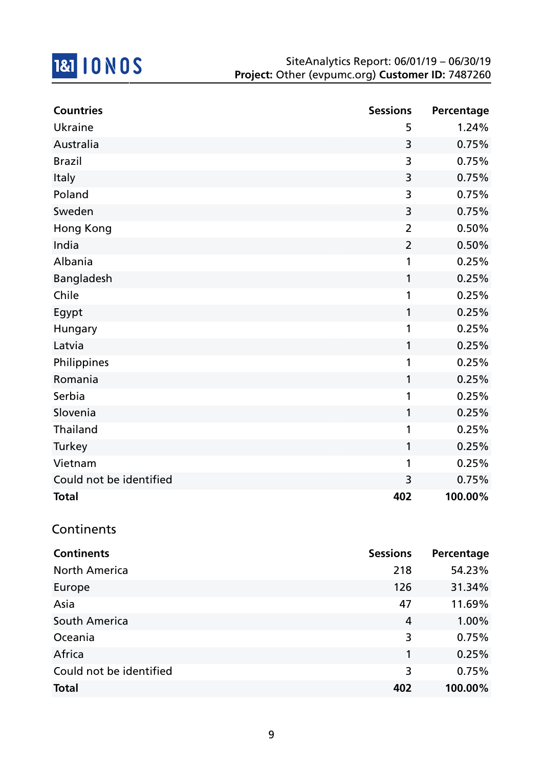| Countries | Sessions | Percentage |
| --- | --- | --- |
| Ukraine | 5 | 1.24% |
| Australia | 3 | 0.75% |
| Brazil | 3 | 0.75% |
| Italy | 3 | 0.75% |
| Poland | 3 | 0.75% |
| Sweden | 3 | 0.75% |
| Hong Kong | 2 | 0.50% |
| India | 2 | 0.50% |
| Albania | 1 | 0.25% |
| Bangladesh | 1 | 0.25% |
| Chile | 1 | 0.25% |
| Egypt | 1 | 0.25% |
| Hungary | 1 | 0.25% |
| Latvia | 1 | 0.25% |
| Philippines | 1 | 0.25% |
| Romania | 1 | 0.25% |
| Serbia | 1 | 0.25% |
| Slovenia | 1 | 0.25% |
| Thailand | 1 | 0.25% |
| Turkey | 1 | 0.25% |
| Vietnam | 1 | 0.25% |
| Could not be identified | 3 | 0.75% |
| **Total** | **402** | **100.00%** |

## Continents

| Continents | Sessions | Percentage |
| --- | --- | --- |
| North America | 218 | 54.23% |
| Europe | 126 | 31.34% |
| Asia | 47 | 11.69% |
| South America | 4 | 1.00% |
| Oceania | 3 | 0.75% |
| Africa | 1 | 0.25% |
| Could not be identified | 3 | 0.75% |
| **Total** | **402** | **100.00%** |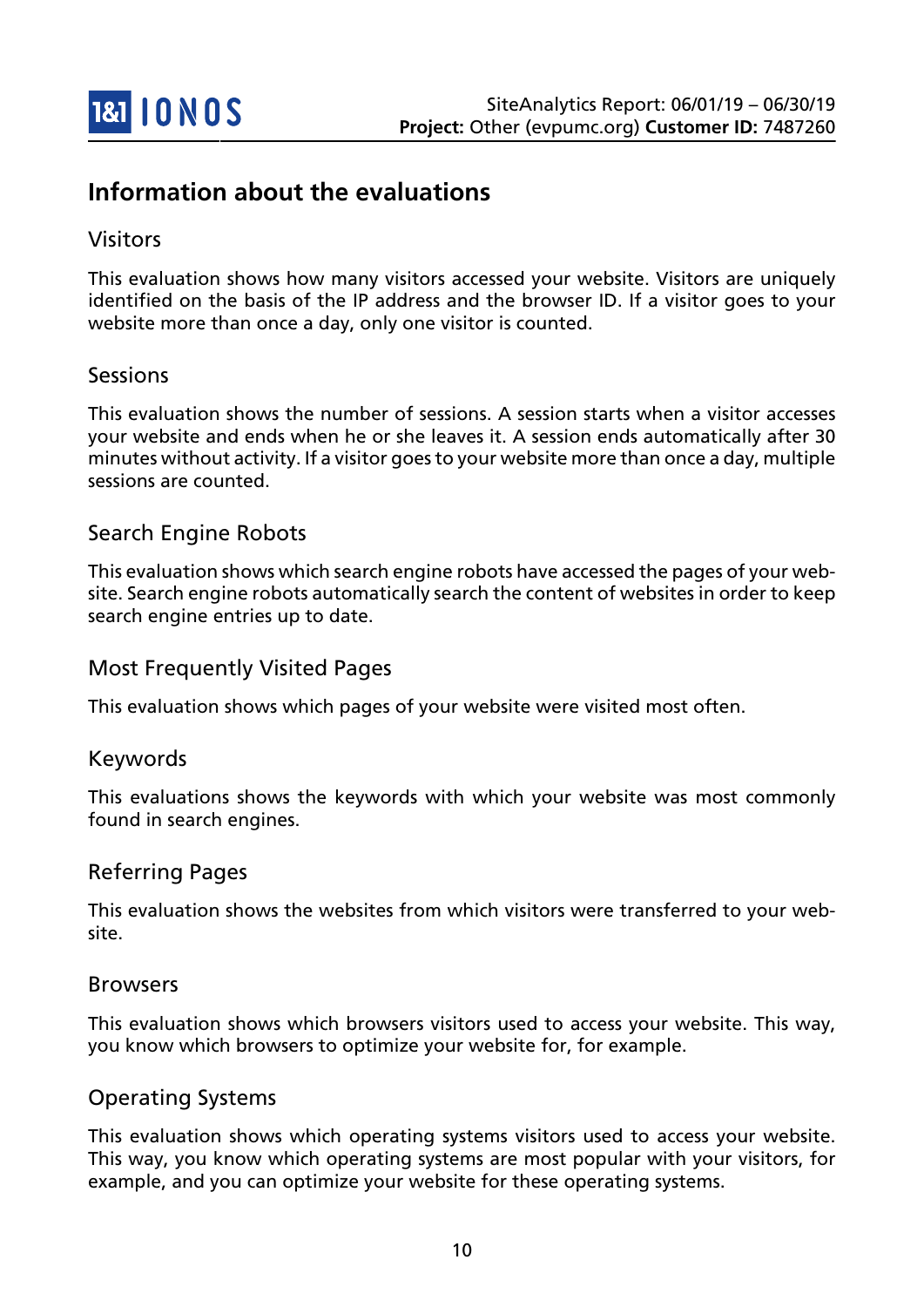# Information about the evaluations

## Visitors

This evaluation shows how many visitors accessed your website. Visitors are uniquely identified on the basis of the IP address and the browser ID. If a visitor goes to your website more than once a day, only one visitor is counted.

## Sessions

This evaluation shows the number of sessions. A session starts when a visitor accesses your website and ends when he or she leaves it. A session ends automatically after 30 minutes without activity. If a visitor goes to your website more than once a day, multiple sessions are counted.

## Search Engine Robots

This evaluation shows which search engine robots have accessed the pages of your website. Search engine robots automatically search the content of websites in order to keep search engine entries up to date.

## Most Frequently Visited Pages

This evaluation shows which pages of your website were visited most often.

## Keywords

This evaluations shows the keywords with which your website was most commonly found in search engines.

## Referring Pages

This evaluation shows the websites from which visitors were transferred to your website.

## Browsers

This evaluation shows which browsers visitors used to access your website. This way, you know which browsers to optimize your website for, for example.

## Operating Systems

This evaluation shows which operating systems visitors used to access your website. This way, you know which operating systems are most popular with your visitors, for example, and you can optimize your website for these operating systems.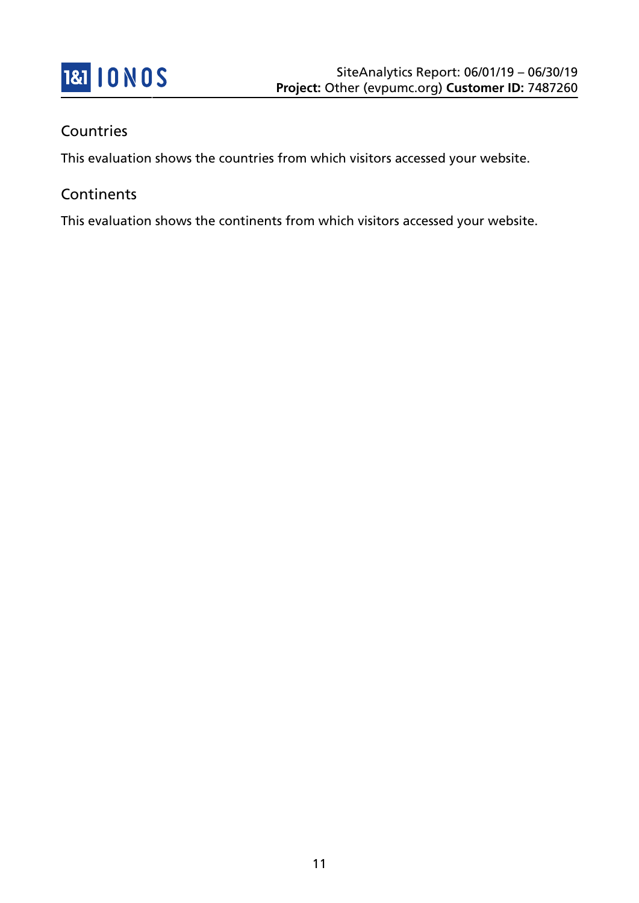## Countries

This evaluation shows the countries from which visitors accessed your website.

## Continents

This evaluation shows the continents from which visitors accessed your website.